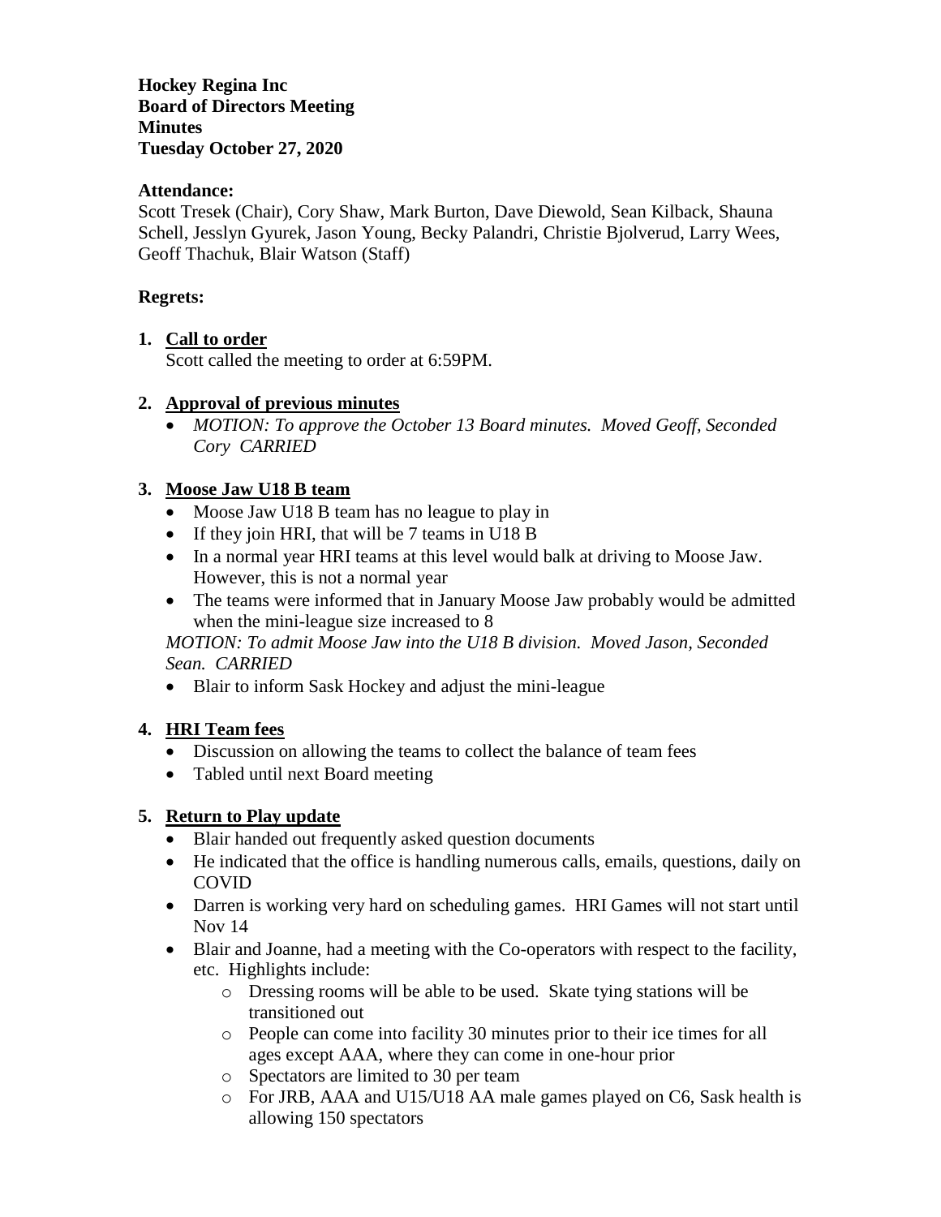**Hockey Regina Inc**
**Board of Directors Meeting**
**Minutes**
**Tuesday October 27, 2020**

**Attendance:**
Scott Tresek (Chair), Cory Shaw, Mark Burton, Dave Diewold, Sean Kilback, Shauna Schell, Jesslyn Gyurek, Jason Young, Becky Palandri, Christie Bjolverud, Larry Wees, Geoff Thachuk, Blair Watson (Staff)

**Regrets:**

1. **Call to order**
   Scott called the meeting to order at 6:59PM.

2. **Approval of previous minutes**
   - *MOTION: To approve the October 13 Board minutes. Moved Geoff, Seconded Cory CARRIED*

3. **Moose Jaw U18 B team**
   - Moose Jaw U18 B team has no league to play in
   - If they join HRI, that will be 7 teams in U18 B
   - In a normal year HRI teams at this level would balk at driving to Moose Jaw. However, this is not a normal year
   - The teams were informed that in January Moose Jaw probably would be admitted when the mini-league size increased to 8

   *MOTION: To admit Moose Jaw into the U18 B division. Moved Jason, Seconded Sean. CARRIED*

   - Blair to inform Sask Hockey and adjust the mini-league

4. **HRI Team fees**
   - Discussion on allowing the teams to collect the balance of team fees
   - Tabled until next Board meeting

5. **Return to Play update**
   - Blair handed out frequently asked question documents
   - He indicated that the office is handling numerous calls, emails, questions, daily on COVID
   - Darren is working very hard on scheduling games. HRI Games will not start until Nov 14
   - Blair and Joanne, had a meeting with the Co-operators with respect to the facility, etc. Highlights include:
     - Dressing rooms will be able to be used. Skate tying stations will be transitioned out
     - People can come into facility 30 minutes prior to their ice times for all ages except AAA, where they can come in one-hour prior
     - Spectators are limited to 30 per team
     - For JRB, AAA and U15/U18 AA male games played on C6, Sask health is allowing 150 spectators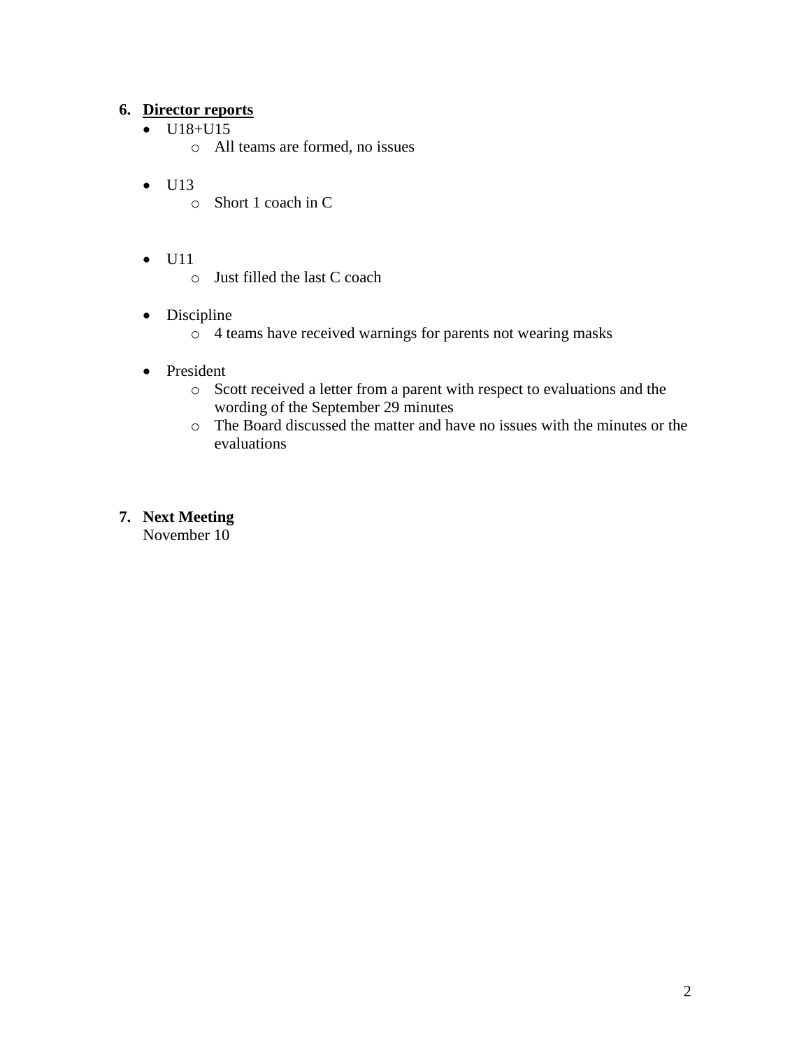6. **Director reports**
   - U18+U15
     - All teams are formed, no issues
   - U13
     - Short 1 coach in C
   - U11
     - Just filled the last C coach
   - Discipline
     - 4 teams have received warnings for parents not wearing masks
   - President
     - Scott received a letter from a parent with respect to evaluations and the wording of the September 29 minutes
     - The Board discussed the matter and have no issues with the minutes or the evaluations

7. **Next Meeting**
   November 10